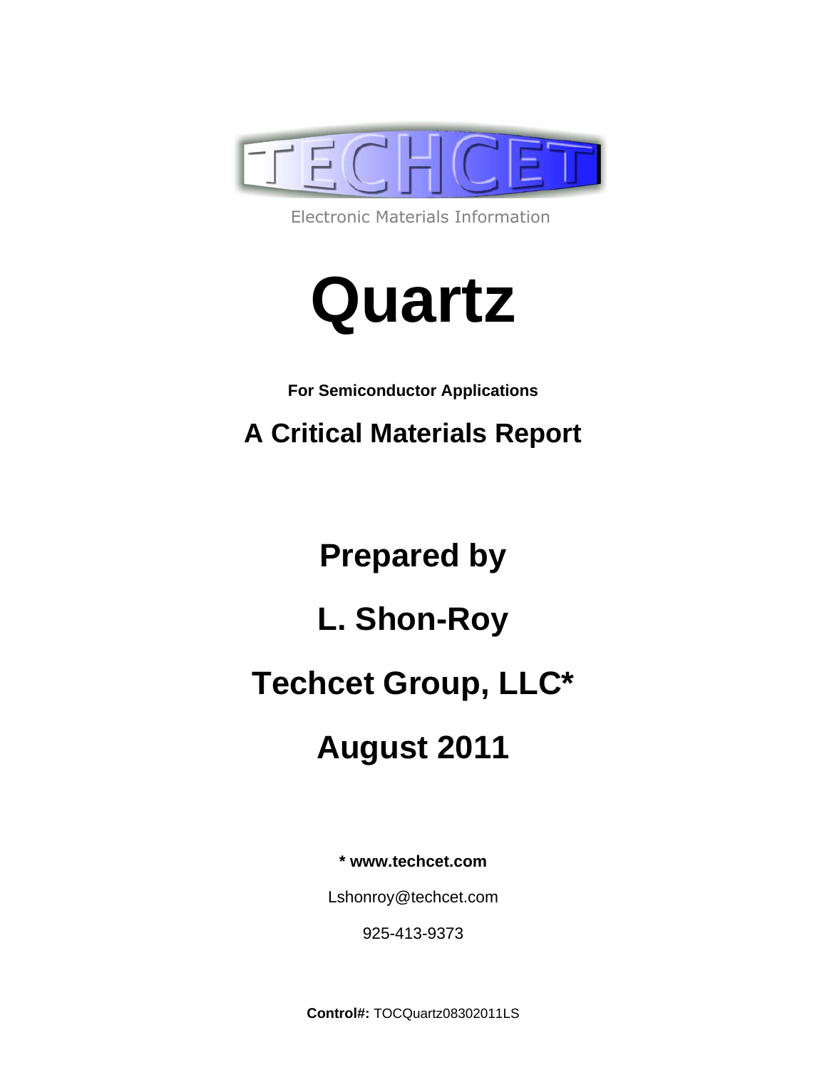TECHCET

Electronic Materials Information

# Quartz

**For Semiconductor Applications**

## A Critical Materials Report

## Prepared by

## L. Shon-Roy

## Techcet Group, LLC*

## August 2011

**\* www.techcet.com**

Lshonroy@techcet.com

925-413-9373

**Control#:** TOCQuartz08302011LS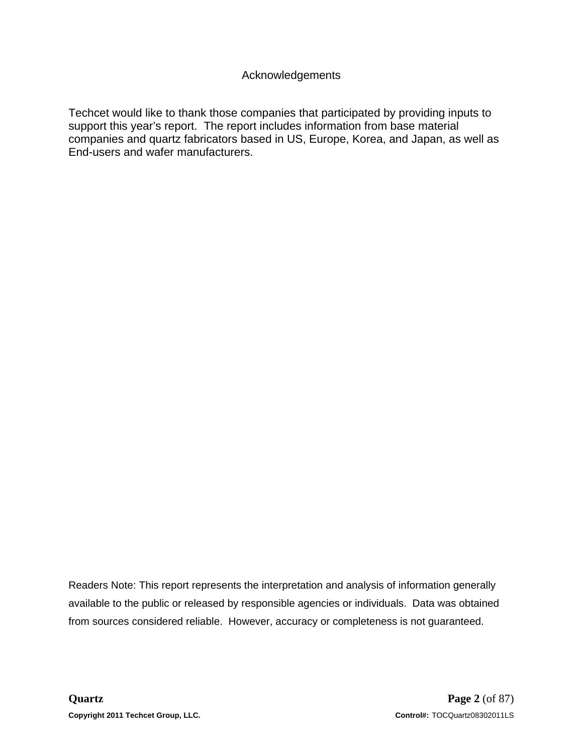# Acknowledgements

Techcet would like to thank those companies that participated by providing inputs to support this year's report. The report includes information from base material companies and quartz fabricators based in US, Europe, Korea, and Japan, as well as End-users and wafer manufacturers.

Readers Note: This report represents the interpretation and analysis of information generally available to the public or released by responsible agencies or individuals. Data was obtained from sources considered reliable. However, accuracy or completeness is not guaranteed.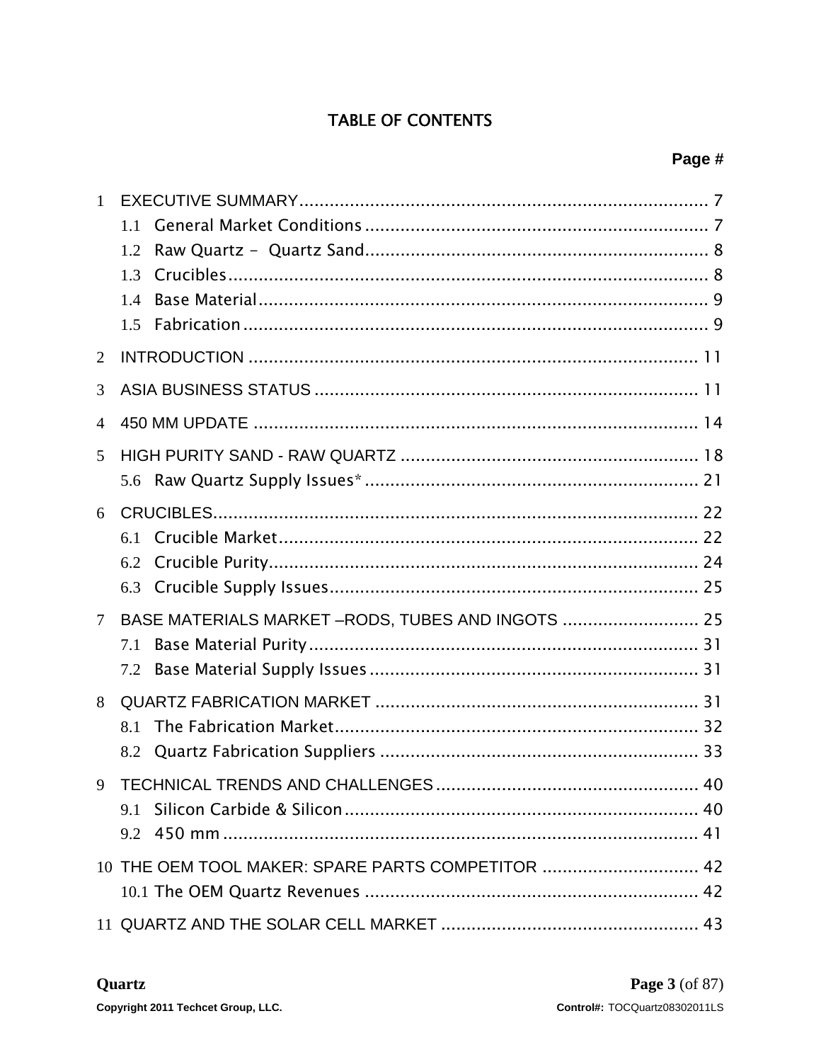# TABLE OF CONTENTS

**Page #**

1 EXECUTIVE SUMMARY ........ 7
 1.1 General Market Conditions ........ 7
 1.2 Raw Quartz - Quartz Sand ........ 8
 1.3 Crucibles ........ 8
 1.4 Base Material ........ 9
 1.5 Fabrication ........ 9

2 INTRODUCTION ........ 11

3 ASIA BUSINESS STATUS ........ 11

4 450 MM UPDATE ........ 14

5 HIGH PURITY SAND - RAW QUARTZ ........ 18
 5.6 Raw Quartz Supply Issues* ........ 21

6 CRUCIBLES ........ 22
 6.1 Crucible Market ........ 22
 6.2 Crucible Purity ........ 24
 6.3 Crucible Supply Issues ........ 25

7 BASE MATERIALS MARKET –RODS, TUBES AND INGOTS ........ 25
 7.1 Base Material Purity ........ 31
 7.2 Base Material Supply Issues ........ 31

8 QUARTZ FABRICATION MARKET ........ 31
 8.1 The Fabrication Market ........ 32
 8.2 Quartz Fabrication Suppliers ........ 33

9 TECHNICAL TRENDS AND CHALLENGES ........ 40
 9.1 Silicon Carbide & Silicon ........ 40
 9.2 450 mm ........ 41

10 THE OEM TOOL MAKER: SPARE PARTS COMPETITOR ........ 42
 10.1 The OEM Quartz Revenues ........ 42

11 QUARTZ AND THE SOLAR CELL MARKET ........ 43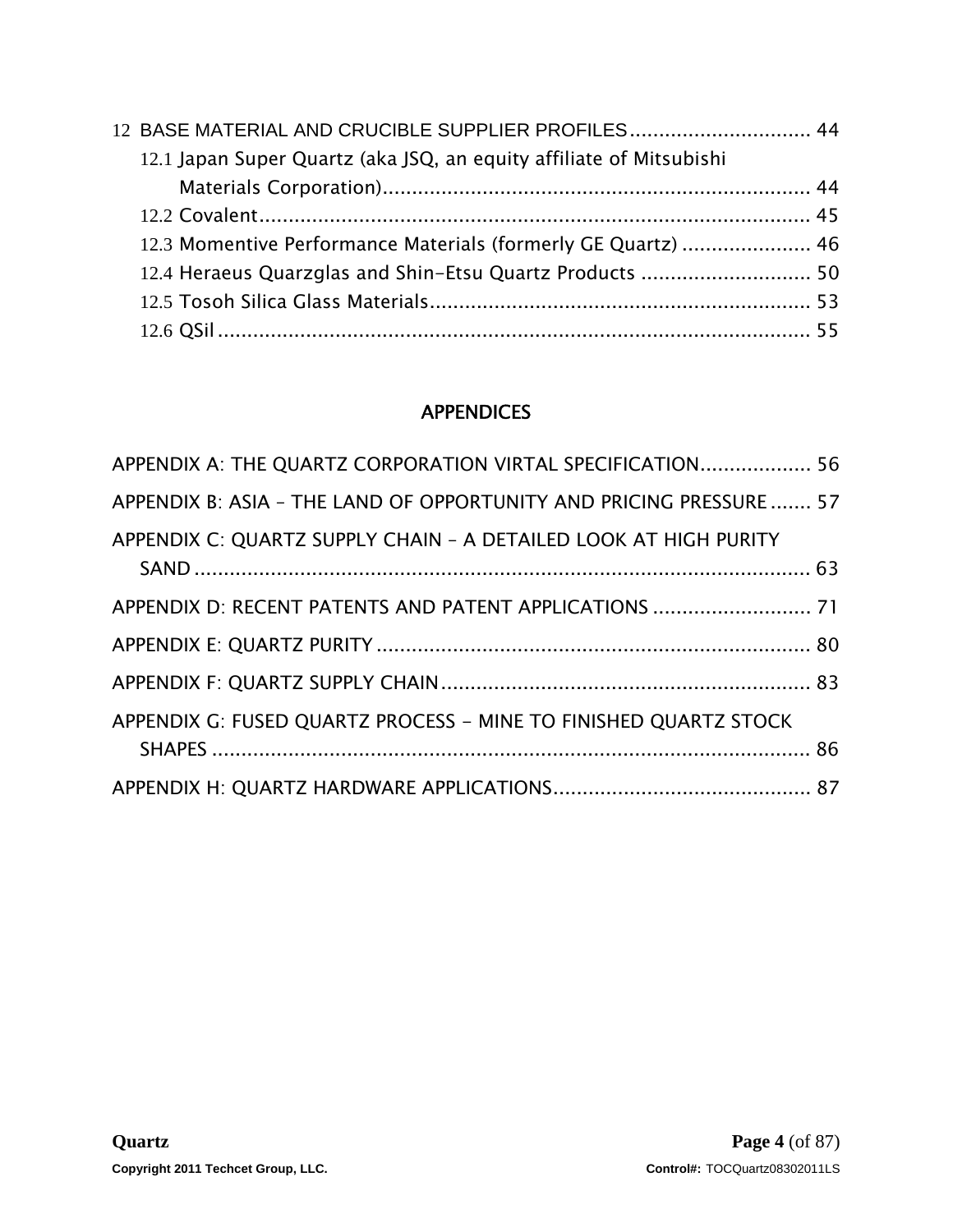12 BASE MATERIAL AND CRUCIBLE SUPPLIER PROFILES ............................... 44
- 12.1 Japan Super Quartz (aka JSQ, an equity affiliate of Mitsubishi Materials Corporation) ......................................................................... 44
- 12.2 Covalent ............................................................................................... 45
- 12.3 Momentive Performance Materials (formerly GE Quartz) ...................... 46
- 12.4 Heraeus Quarzglas and Shin-Etsu Quartz Products ............................. 50
- 12.5 Tosoh Silica Glass Materials ................................................................. 53
- 12.6 QSil ...................................................................................................... 55

## APPENDICES

APPENDIX A: THE QUARTZ CORPORATION VIRTAL SPECIFICATION ................... 56

APPENDIX B: ASIA – THE LAND OF OPPORTUNITY AND PRICING PRESSURE ....... 57

APPENDIX C: QUARTZ SUPPLY CHAIN – A DETAILED LOOK AT HIGH PURITY SAND ........................................................................................... 63

APPENDIX D: RECENT PATENTS AND PATENT APPLICATIONS ........................... 71

APPENDIX E: QUARTZ PURITY ........................................................................... 80

APPENDIX F: QUARTZ SUPPLY CHAIN ................................................................ 83

APPENDIX G: FUSED QUARTZ PROCESS – MINE TO FINISHED QUARTZ STOCK SHAPES ........................................................................................ 86

APPENDIX H: QUARTZ HARDWARE APPLICATIONS ............................................ 87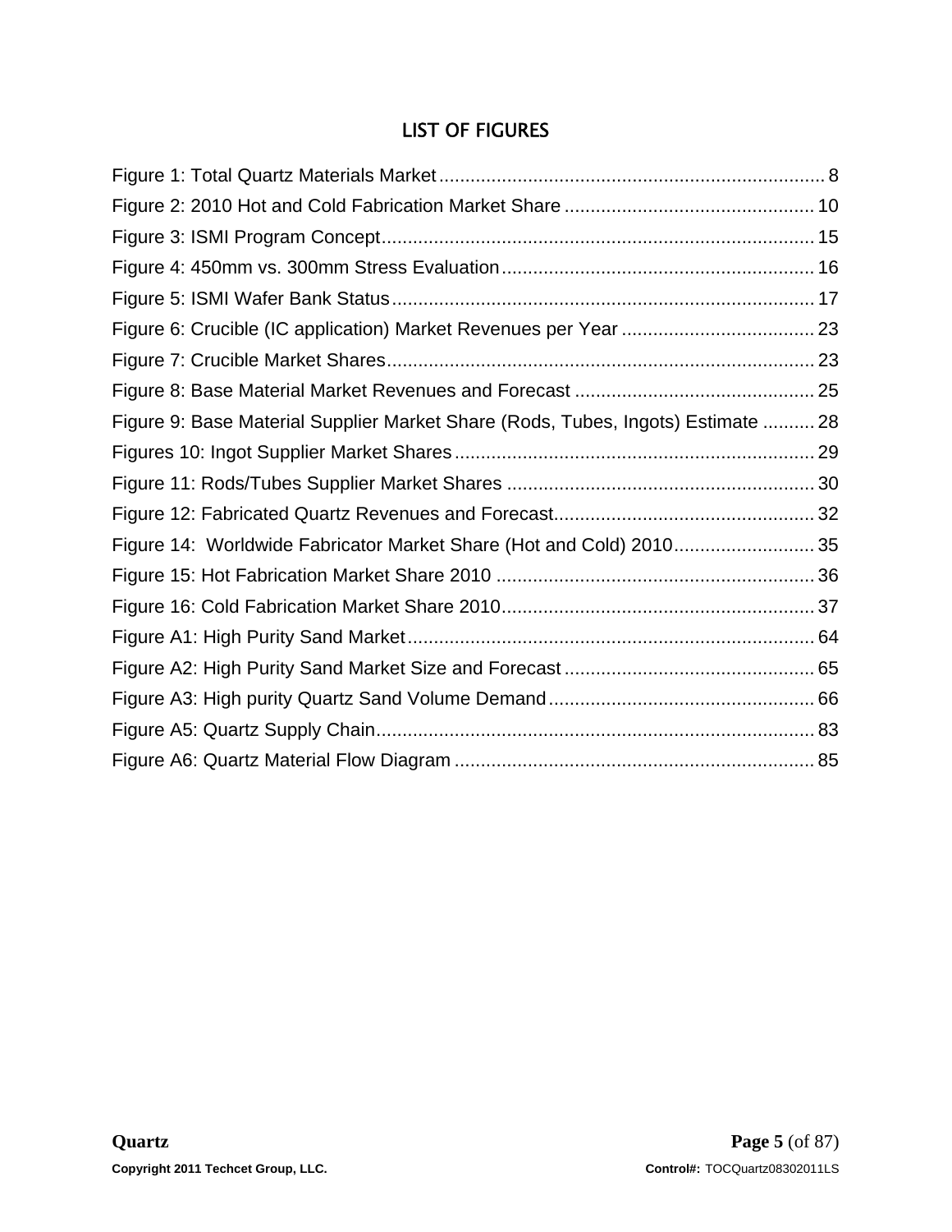## LIST OF FIGURES

Figure 1: Total Quartz Materials Market ........................................................................ 8
Figure 2: 2010 Hot and Cold Fabrication Market Share ............................................... 10
Figure 3: ISMI Program Concept.................................................................................. 15
Figure 4: 450mm vs. 300mm Stress Evaluation........................................................... 16
Figure 5: ISMI Wafer Bank Status ................................................................................ 17
Figure 6: Crucible (IC application) Market Revenues per Year .................................... 23
Figure 7: Crucible Market Shares................................................................................. 23
Figure 8: Base Material Market Revenues and Forecast ............................................. 25
Figure 9: Base Material Supplier Market Share (Rods, Tubes, Ingots) Estimate .......... 28
Figures 10: Ingot Supplier Market Shares .................................................................... 29
Figure 11: Rods/Tubes Supplier Market Shares .......................................................... 30
Figure 12: Fabricated Quartz Revenues and Forecast................................................. 32
Figure 14: Worldwide Fabricator Market Share (Hot and Cold) 2010........................... 35
Figure 15: Hot Fabrication Market Share 2010 ............................................................ 36
Figure 16: Cold Fabrication Market Share 2010........................................................... 37
Figure A1: High Purity Sand Market............................................................................. 64
Figure A2: High Purity Sand Market Size and Forecast ............................................... 65
Figure A3: High purity Quartz Sand Volume Demand .................................................. 66
Figure A5: Quartz Supply Chain................................................................................... 83
Figure A6: Quartz Material Flow Diagram .................................................................... 85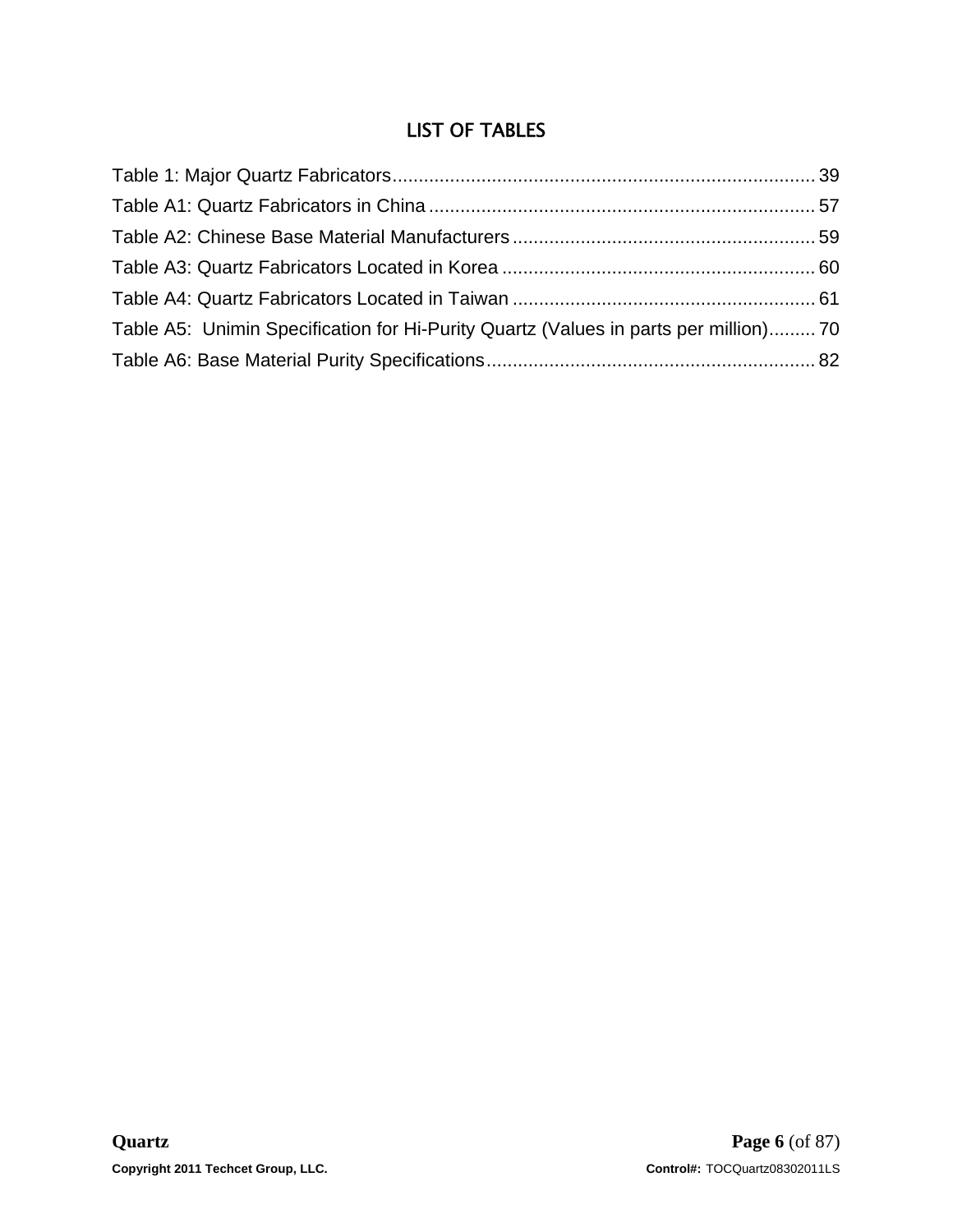## LIST OF TABLES

Table 1: Major Quartz Fabricators ................................................................................ 39
Table A1: Quartz Fabricators in China ......................................................................... 57
Table A2: Chinese Base Material Manufacturers .......................................................... 59
Table A3: Quartz Fabricators Located in Korea ............................................................ 60
Table A4: Quartz Fabricators Located in Taiwan .......................................................... 61
Table A5: Unimin Specification for Hi-Purity Quartz (Values in parts per million) ......... 70
Table A6: Base Material Purity Specifications ............................................................... 82